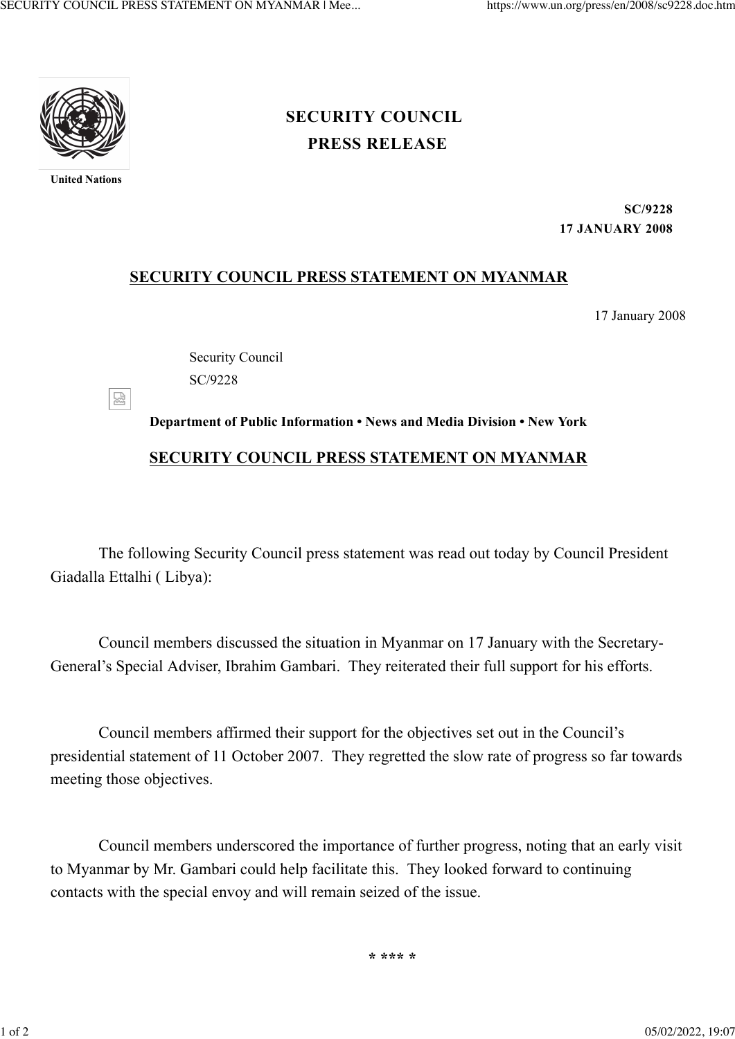United Nations

**SECURITY COUNCIL**

**PRESS RELEASE**

**SC/9228**
**17 JANUARY 2008**

## SECURITY COUNCIL PRESS STATEMENT ON MYANMAR

17 January 2008

Security Council
SC/9228

**Department of Public Information • News and Media Division • New York**

## SECURITY COUNCIL PRESS STATEMENT ON MYANMAR

The following Security Council press statement was read out today by Council President Giadalla Ettalhi ( Libya):

Council members discussed the situation in Myanmar on 17 January with the Secretary-General's Special Adviser, Ibrahim Gambari. They reiterated their full support for his efforts.

Council members affirmed their support for the objectives set out in the Council's presidential statement of 11 October 2007. They regretted the slow rate of progress so far towards meeting those objectives.

Council members underscored the importance of further progress, noting that an early visit to Myanmar by Mr. Gambari could help facilitate this. They looked forward to continuing contacts with the special envoy and will remain seized of the issue.

* *** *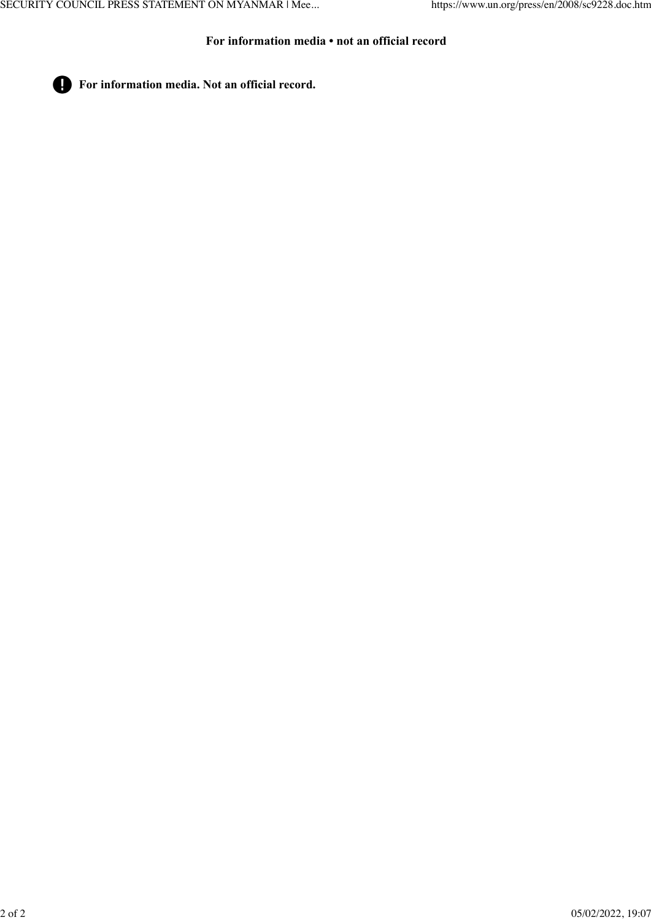**For information media • not an official record**

**For information media. Not an official record.**